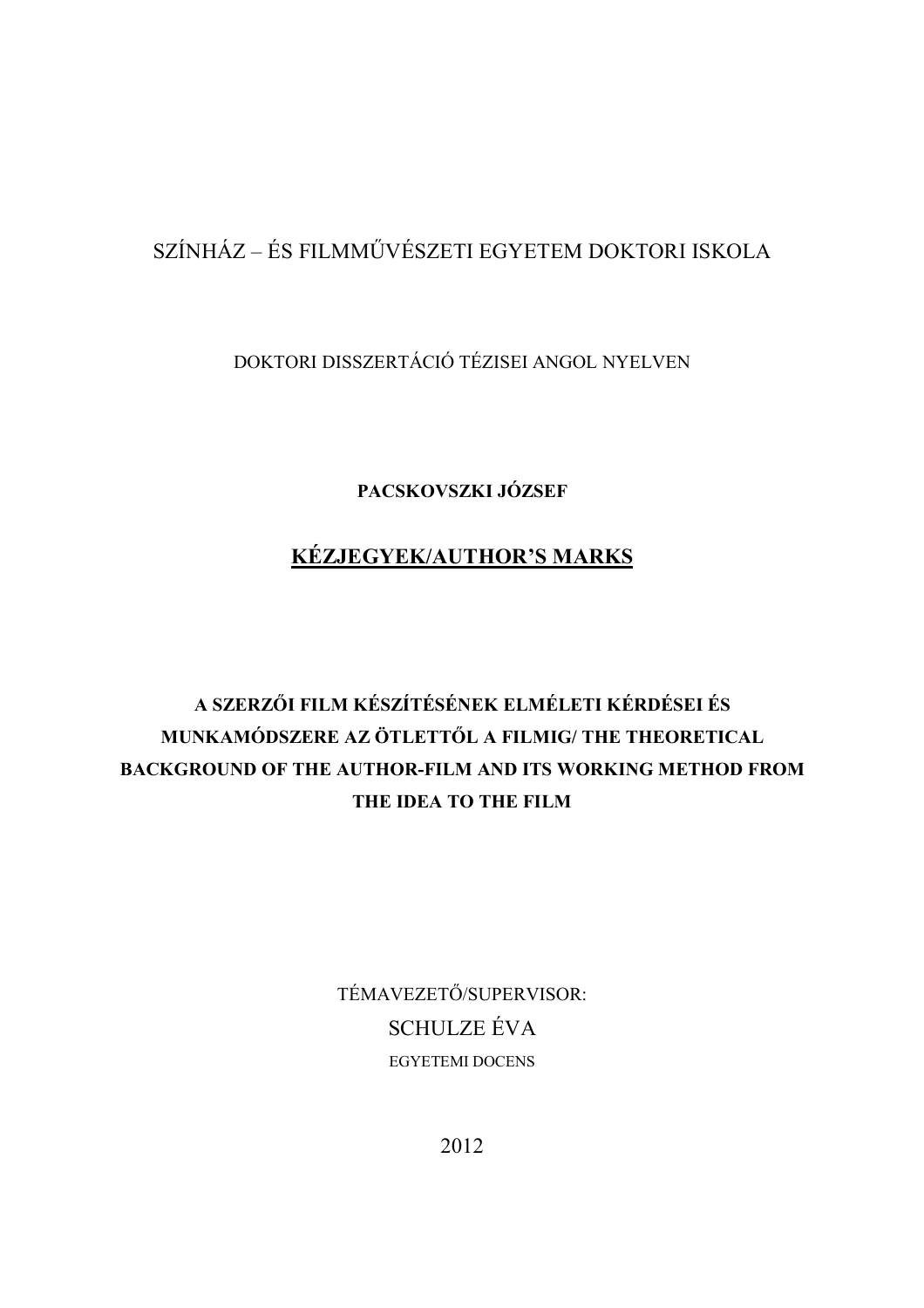SZÍNHÁZ – ÉS FILMMŰVÉSZETI EGYETEM DOKTORI ISKOLA

DOKTORI DISSZERTÁCIÓ TÉZISEI ANGOL NYELVEN

**PACSKOVSZKI JÓZSEF**

# KÉZJEGYEK/AUTHOR'S MARKS

**A SZERZŐI FILM KÉSZÍTÉSÉNEK ELMÉLETI KÉRDÉSEI ÉS MUNKAMÓDSZERE AZ ÖTLETTŐL A FILMIG/ THE THEORETICAL BACKGROUND OF THE AUTHOR-FILM AND ITS WORKING METHOD FROM THE IDEA TO THE FILM**

TÉMAVEZETŐ/SUPERVISOR:

SCHULZE ÉVA

EGYETEMI DOCENS

2012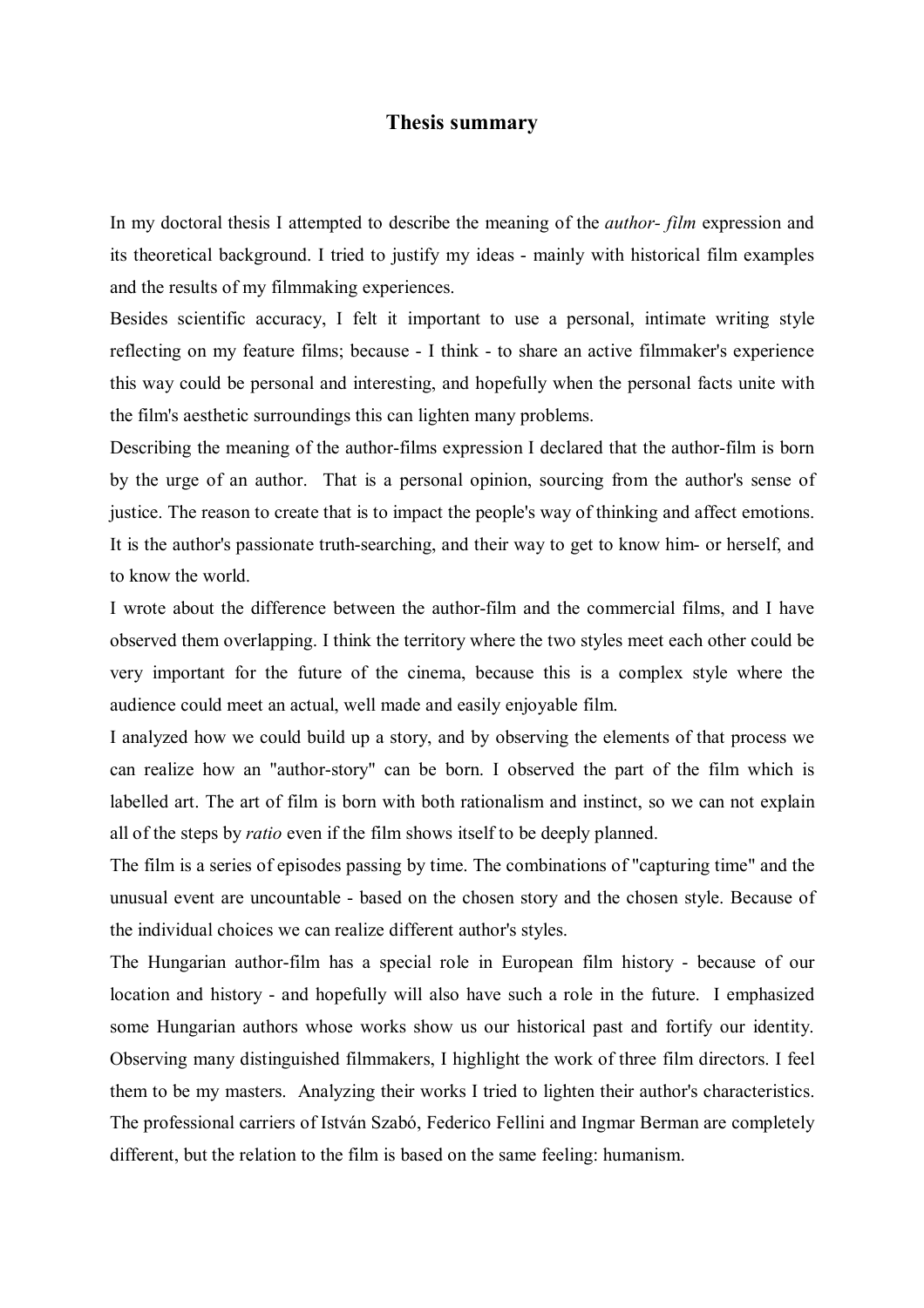# Thesis summary

In my doctoral thesis I attempted to describe the meaning of the *author- film* expression and its theoretical background. I tried to justify my ideas - mainly with historical film examples and the results of my filmmaking experiences.

Besides scientific accuracy, I felt it important to use a personal, intimate writing style reflecting on my feature films; because - I think - to share an active filmmaker's experience this way could be personal and interesting, and hopefully when the personal facts unite with the film's aesthetic surroundings this can lighten many problems.

Describing the meaning of the author-films expression I declared that the author-film is born by the urge of an author. That is a personal opinion, sourcing from the author's sense of justice. The reason to create that is to impact the people's way of thinking and affect emotions. It is the author's passionate truth-searching, and their way to get to know him- or herself, and to know the world.

I wrote about the difference between the author-film and the commercial films, and I have observed them overlapping. I think the territory where the two styles meet each other could be very important for the future of the cinema, because this is a complex style where the audience could meet an actual, well made and easily enjoyable film.

I analyzed how we could build up a story, and by observing the elements of that process we can realize how an "author-story" can be born. I observed the part of the film which is labelled art. The art of film is born with both rationalism and instinct, so we can not explain all of the steps by *ratio* even if the film shows itself to be deeply planned.

The film is a series of episodes passing by time. The combinations of "capturing time" and the unusual event are uncountable - based on the chosen story and the chosen style. Because of the individual choices we can realize different author's styles.

The Hungarian author-film has a special role in European film history - because of our location and history - and hopefully will also have such a role in the future. I emphasized some Hungarian authors whose works show us our historical past and fortify our identity. Observing many distinguished filmmakers, I highlight the work of three film directors. I feel them to be my masters. Analyzing their works I tried to lighten their author's characteristics. The professional carriers of István Szabó, Federico Fellini and Ingmar Berman are completely different, but the relation to the film is based on the same feeling: humanism.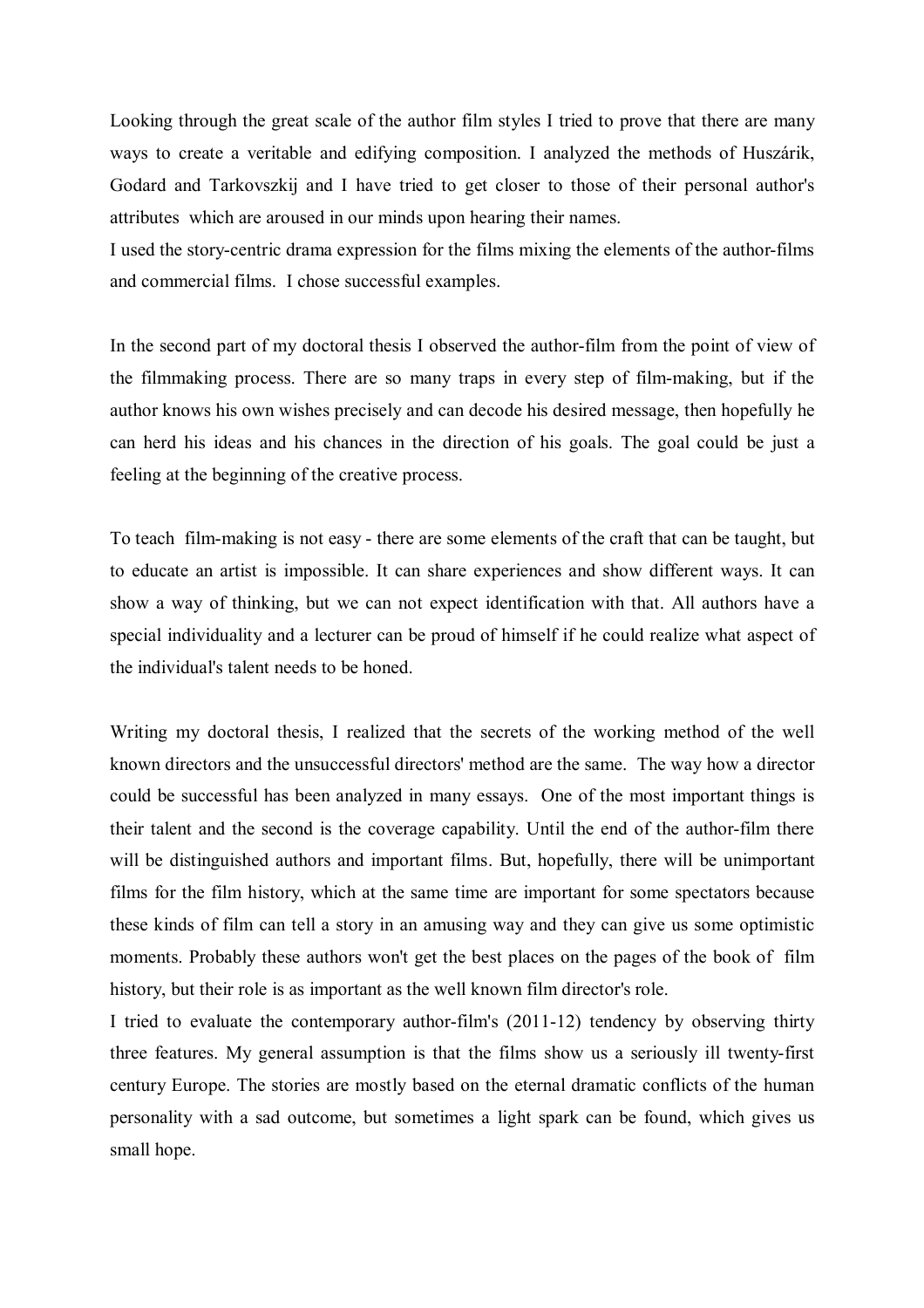Looking through the great scale of the author film styles I tried to prove that there are many ways to create a veritable and edifying composition. I analyzed the methods of Huszárik, Godard and Tarkovszkij and I have tried to get closer to those of their personal author's attributes which are aroused in our minds upon hearing their names.

I used the story-centric drama expression for the films mixing the elements of the author-films and commercial films. I chose successful examples.

In the second part of my doctoral thesis I observed the author-film from the point of view of the filmmaking process. There are so many traps in every step of film-making, but if the author knows his own wishes precisely and can decode his desired message, then hopefully he can herd his ideas and his chances in the direction of his goals. The goal could be just a feeling at the beginning of the creative process.

To teach film-making is not easy - there are some elements of the craft that can be taught, but to educate an artist is impossible. It can share experiences and show different ways. It can show a way of thinking, but we can not expect identification with that. All authors have a special individuality and a lecturer can be proud of himself if he could realize what aspect of the individual's talent needs to be honed.

Writing my doctoral thesis, I realized that the secrets of the working method of the well known directors and the unsuccessful directors' method are the same. The way how a director could be successful has been analyzed in many essays. One of the most important things is their talent and the second is the coverage capability. Until the end of the author-film there will be distinguished authors and important films. But, hopefully, there will be unimportant films for the film history, which at the same time are important for some spectators because these kinds of film can tell a story in an amusing way and they can give us some optimistic moments. Probably these authors won't get the best places on the pages of the book of film history, but their role is as important as the well known film director's role.

I tried to evaluate the contemporary author-film's (2011-12) tendency by observing thirty three features. My general assumption is that the films show us a seriously ill twenty-first century Europe. The stories are mostly based on the eternal dramatic conflicts of the human personality with a sad outcome, but sometimes a light spark can be found, which gives us small hope.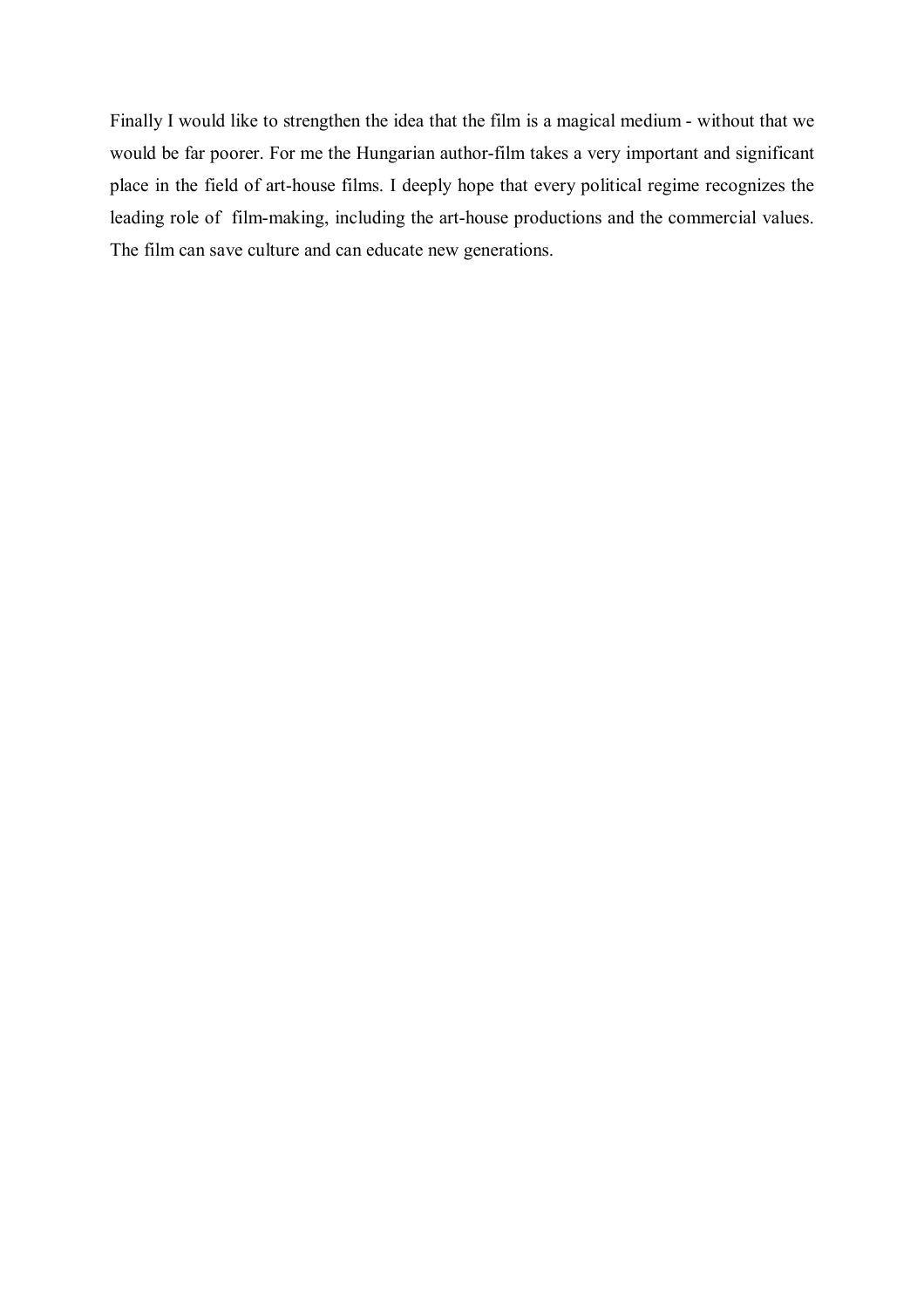Finally I would like to strengthen the idea that the film is a magical medium - without that we would be far poorer. For me the Hungarian author-film takes a very important and significant place in the field of art-house films. I deeply hope that every political regime recognizes the leading role of film-making, including the art-house productions and the commercial values. The film can save culture and can educate new generations.